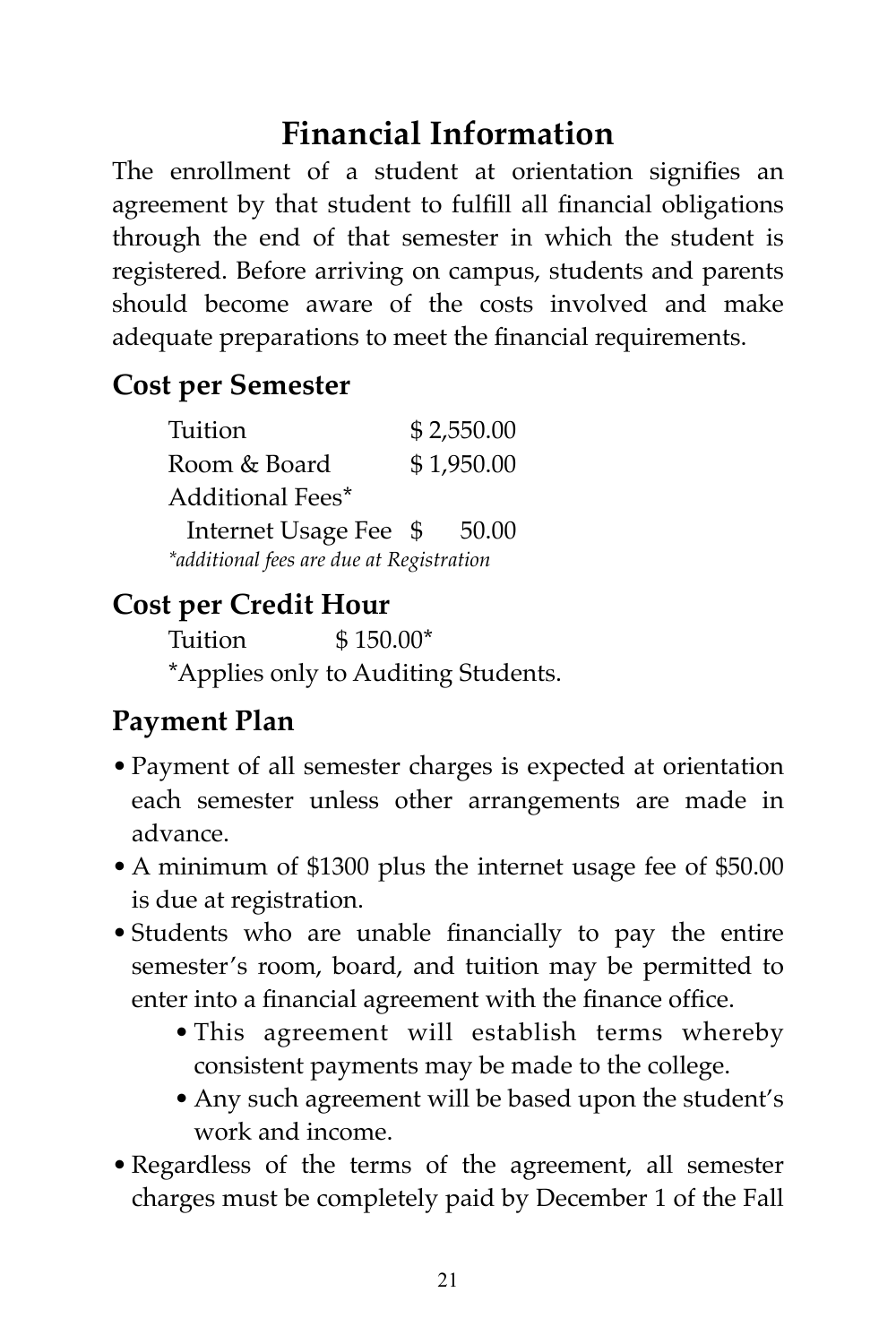# Financial Information

The enrollment of a student at orientation signifies an agreement by that student to fulfill all financial obligations through the end of that semester in which the student is registered. Before arriving on campus, students and parents should become aware of the costs involved and make adequate preparations to meet the financial requirements.

## Cost per Semester

| | |
|---|---|
| Tuition | $ 2,550.00 |
| Room & Board | $ 1,950.00 |
| Additional Fees* | |
| Internet Usage Fee | $ 50.00 |

*\*additional fees are due at Registration*

## Cost per Credit Hour

Tuition $ 150.00*

*Applies only to Auditing Students.

## Payment Plan

- Payment of all semester charges is expected at orientation each semester unless other arrangements are made in advance.
- A minimum of $1300 plus the internet usage fee of $50.00 is due at registration.
- Students who are unable financially to pay the entire semester's room, board, and tuition may be permitted to enter into a financial agreement with the finance office.
  - This agreement will establish terms whereby consistent payments may be made to the college.
  - Any such agreement will be based upon the student's work and income.
- Regardless of the terms of the agreement, all semester charges must be completely paid by December 1 of the Fall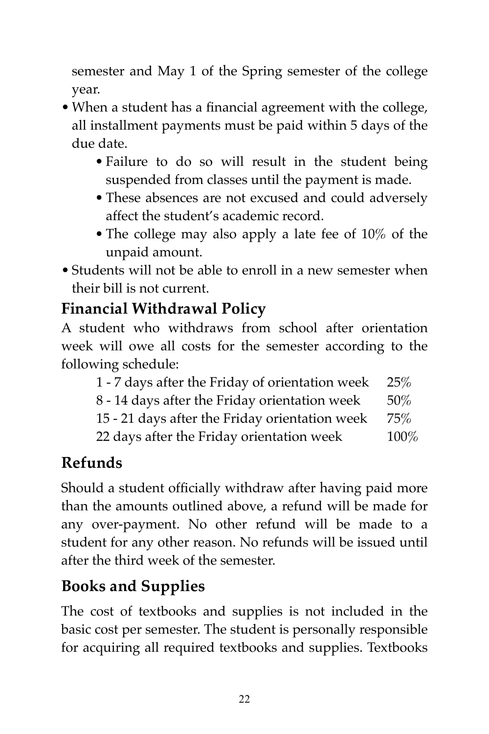semester and May 1 of the Spring semester of the college year.

- When a student has a financial agreement with the college, all installment payments must be paid within 5 days of the due date.
    - Failure to do so will result in the student being suspended from classes until the payment is made.
    - These absences are not excused and could adversely affect the student's academic record.
    - The college may also apply a late fee of 10% of the unpaid amount.
- Students will not be able to enroll in a new semester when their bill is not current.

## Financial Withdrawal Policy

A student who withdraws from school after orientation week will owe all costs for the semester according to the following schedule:

| | |
|---|---|
| 1 - 7 days after the Friday of orientation week | 25% |
| 8 - 14 days after the Friday orientation week | 50% |
| 15 - 21 days after the Friday orientation week | 75% |
| 22 days after the Friday orientation week | 100% |

## Refunds

Should a student officially withdraw after having paid more than the amounts outlined above, a refund will be made for any over-payment. No other refund will be made to a student for any other reason. No refunds will be issued until after the third week of the semester.

## Books and Supplies

The cost of textbooks and supplies is not included in the basic cost per semester. The student is personally responsible for acquiring all required textbooks and supplies. Textbooks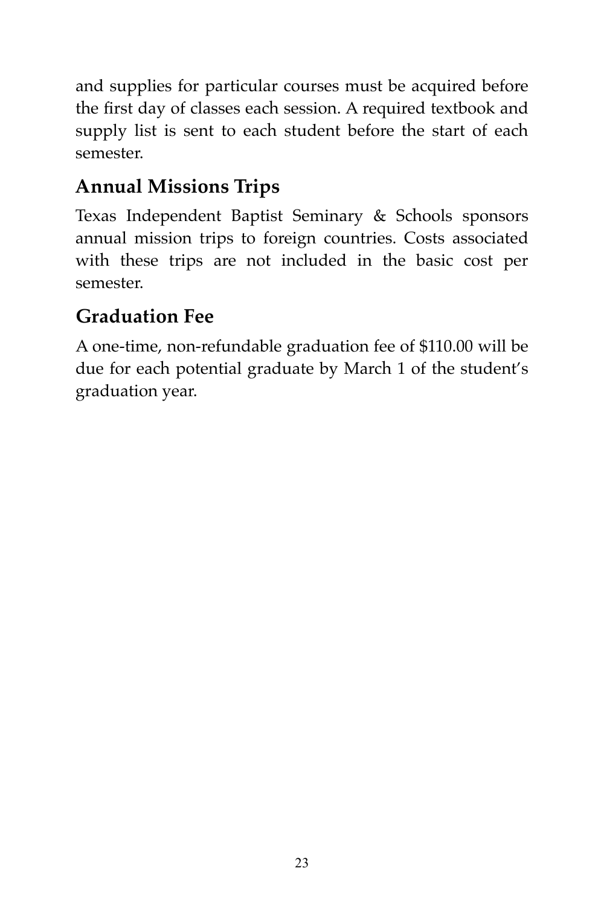and supplies for particular courses must be acquired before the first day of classes each session. A required textbook and supply list is sent to each student before the start of each semester.

## Annual Missions Trips

Texas Independent Baptist Seminary & Schools sponsors annual mission trips to foreign countries. Costs associated with these trips are not included in the basic cost per semester.

## Graduation Fee

A one-time, non-refundable graduation fee of $110.00 will be due for each potential graduate by March 1 of the student's graduation year.